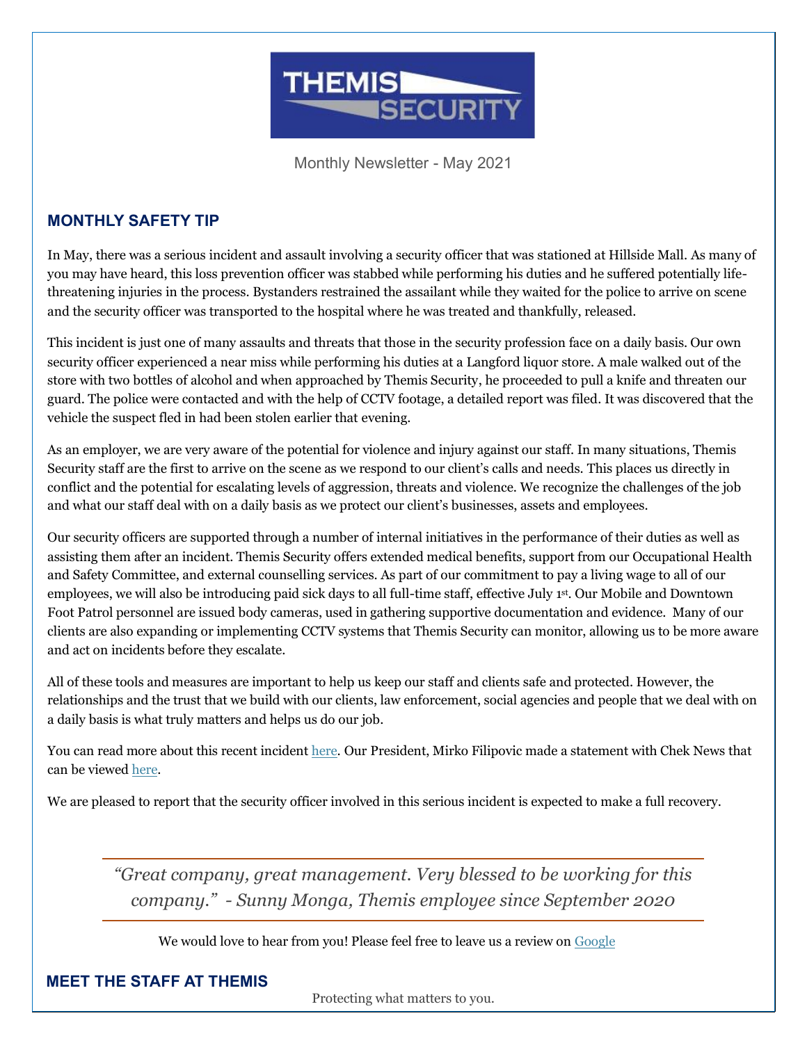THEMIS SECURITY

Monthly Newsletter - May 2021

## MONTHLY SAFETY TIP

In May, there was a serious incident and assault involving a security officer that was stationed at Hillside Mall. As many of you may have heard, this loss prevention officer was stabbed while performing his duties and he suffered potentially life-threatening injuries in the process. Bystanders restrained the assailant while they waited for the police to arrive on scene and the security officer was transported to the hospital where he was treated and thankfully, released.

This incident is just one of many assaults and threats that those in the security profession face on a daily basis. Our own security officer experienced a near miss while performing his duties at a Langford liquor store. A male walked out of the store with two bottles of alcohol and when approached by Themis Security, he proceeded to pull a knife and threaten our guard. The police were contacted and with the help of CCTV footage, a detailed report was filed. It was discovered that the vehicle the suspect fled in had been stolen earlier that evening.

As an employer, we are very aware of the potential for violence and injury against our staff. In many situations, Themis Security staff are the first to arrive on the scene as we respond to our client's calls and needs. This places us directly in conflict and the potential for escalating levels of aggression, threats and violence. We recognize the challenges of the job and what our staff deal with on a daily basis as we protect our client's businesses, assets and employees.

Our security officers are supported through a number of internal initiatives in the performance of their duties as well as assisting them after an incident. Themis Security offers extended medical benefits, support from our Occupational Health and Safety Committee, and external counselling services. As part of our commitment to pay a living wage to all of our employees, we will also be introducing paid sick days to all full-time staff, effective July 1st. Our Mobile and Downtown Foot Patrol personnel are issued body cameras, used in gathering supportive documentation and evidence. Many of our clients are also expanding or implementing CCTV systems that Themis Security can monitor, allowing us to be more aware and act on incidents before they escalate.

All of these tools and measures are important to help us keep our staff and clients safe and protected. However, the relationships and the trust that we build with our clients, law enforcement, social agencies and people that we deal with on a daily basis is what truly matters and helps us do our job.

You can read more about this recent incident here. Our President, Mirko Filipovic made a statement with Chek News that can be viewed here.

We are pleased to report that the security officer involved in this serious incident is expected to make a full recovery.

---

*"Great company, great management. Very blessed to be working for this company." - Sunny Monga, Themis employee since September 2020*

---

We would love to hear from you! Please feel free to leave us a review on Google

## MEET THE STAFF AT THEMIS

Protecting what matters to you.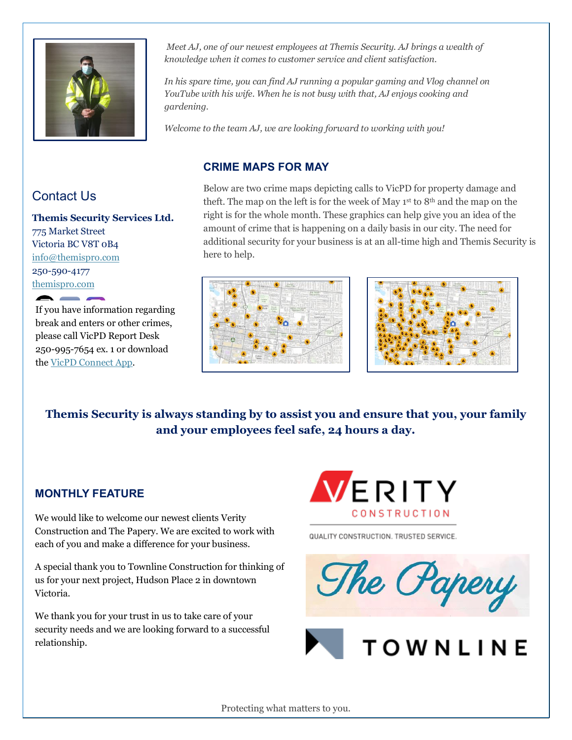*Meet AJ, one of our newest employees at Themis Security. AJ brings a wealth of knowledge when it comes to customer service and client satisfaction.*

*In his spare time, you can find AJ running a popular gaming and Vlog channel on YouTube with his wife. When he is not busy with that, AJ enjoys cooking and gardening.*

*Welcome to the team AJ, we are looking forward to working with you!*

## Contact Us

**Themis Security Services Ltd.**
775 Market Street
Victoria BC V8T 0B4
info@themispro.com
250-590-4177
themispro.com

If you have information regarding break and enters or other crimes, please call VicPD Report Desk 250-995-7654 ex. 1 or download the VicPD Connect App.

## CRIME MAPS FOR MAY

Below are two crime maps depicting calls to VicPD for property damage and theft. The map on the left is for the week of May 1st to 8th and the map on the right is for the whole month. These graphics can help give you an idea of the amount of crime that is happening on a daily basis in our city. The need for additional security for your business is at an all-time high and Themis Security is here to help.

**Themis Security is always standing by to assist you and ensure that you, your family and your employees feel safe, 24 hours a day.**

## MONTHLY FEATURE

We would like to welcome our newest clients Verity Construction and The Papery. We are excited to work with each of you and make a difference for your business.

A special thank you to Townline Construction for thinking of us for your next project, Hudson Place 2 in downtown Victoria.

We thank you for your trust in us to take care of your security needs and we are looking forward to a successful relationship.

VERITY CONSTRUCTION
QUALITY CONSTRUCTION. TRUSTED SERVICE.

The Papery

TOWNLINE

Protecting what matters to you.